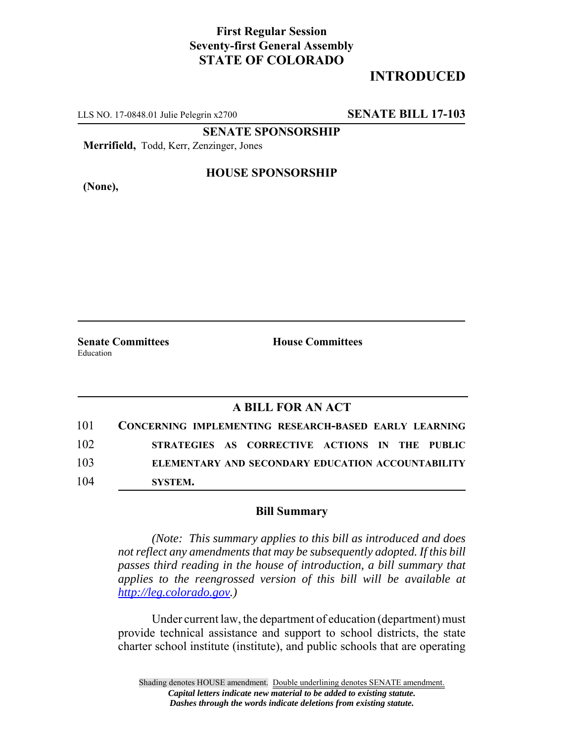**First Regular Session**
**Seventy-first General Assembly**
**STATE OF COLORADO**

## INTRODUCED

LLS NO. 17-0848.01 Julie Pelegrin x2700 **SENATE BILL 17-103**

**SENATE SPONSORSHIP**

**Merrifield,** Todd, Kerr, Zenzinger, Jones

**HOUSE SPONSORSHIP**

**(None),**

**Senate Committees**
Education

**House Committees**

### A BILL FOR AN ACT

101 **CONCERNING IMPLEMENTING RESEARCH-BASED EARLY LEARNING**
102 **STRATEGIES AS CORRECTIVE ACTIONS IN THE PUBLIC**
103 **ELEMENTARY AND SECONDARY EDUCATION ACCOUNTABILITY**
104 **SYSTEM.**

### Bill Summary

*(Note: This summary applies to this bill as introduced and does not reflect any amendments that may be subsequently adopted. If this bill passes third reading in the house of introduction, a bill summary that applies to the reengrossed version of this bill will be available at http://leg.colorado.gov.)*

Under current law, the department of education (department) must provide technical assistance and support to school districts, the state charter school institute (institute), and public schools that are operating

Shading denotes HOUSE amendment. Double underlining denotes SENATE amendment.
*Capital letters indicate new material to be added to existing statute.*
*Dashes through the words indicate deletions from existing statute.*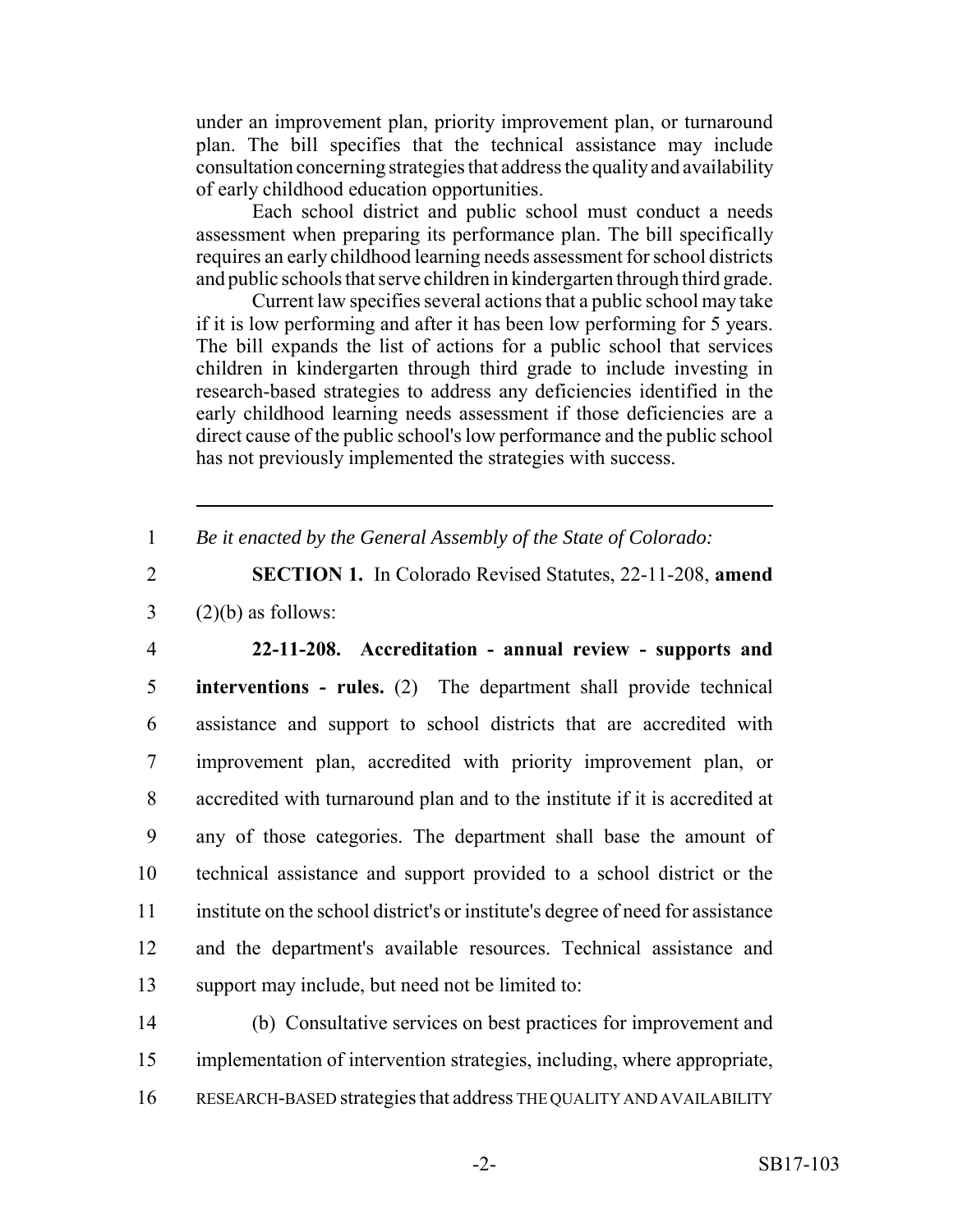under an improvement plan, priority improvement plan, or turnaround plan. The bill specifies that the technical assistance may include consultation concerning strategies that address the quality and availability of early childhood education opportunities.

Each school district and public school must conduct a needs assessment when preparing its performance plan. The bill specifically requires an early childhood learning needs assessment for school districts and public schools that serve children in kindergarten through third grade.

Current law specifies several actions that a public school may take if it is low performing and after it has been low performing for 5 years. The bill expands the list of actions for a public school that services children in kindergarten through third grade to include investing in research-based strategies to address any deficiencies identified in the early childhood learning needs assessment if those deficiencies are a direct cause of the public school's low performance and the public school has not previously implemented the strategies with success.

---

1 *Be it enacted by the General Assembly of the State of Colorado:*

2 **SECTION 1.** In Colorado Revised Statutes, 22-11-208, **amend**
3 (2)(b) as follows:

4 **22-11-208. Accreditation - annual review - supports and**
5 **interventions - rules.** (2) The department shall provide technical
6 assistance and support to school districts that are accredited with
7 improvement plan, accredited with priority improvement plan, or
8 accredited with turnaround plan and to the institute if it is accredited at
9 any of those categories. The department shall base the amount of
10 technical assistance and support provided to a school district or the
11 institute on the school district's or institute's degree of need for assistance
12 and the department's available resources. Technical assistance and
13 support may include, but need not be limited to:

14 (b) Consultative services on best practices for improvement and
15 implementation of intervention strategies, including, where appropriate,
16 RESEARCH-BASED strategies that address THE QUALITY AND AVAILABILITY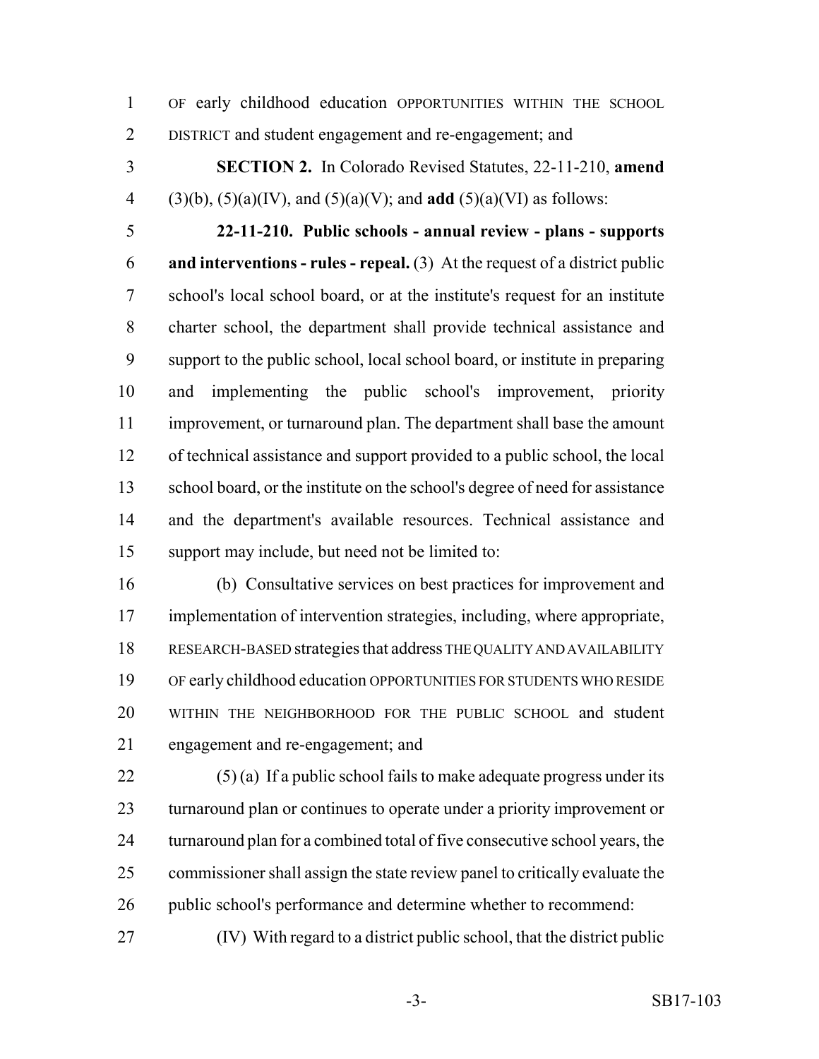OF early childhood education OPPORTUNITIES WITHIN THE SCHOOL DISTRICT and student engagement and re-engagement; and

**SECTION 2.** In Colorado Revised Statutes, 22-11-210, **amend** (3)(b), (5)(a)(IV), and (5)(a)(V); and **add** (5)(a)(VI) as follows:

**22-11-210. Public schools - annual review - plans - supports and interventions - rules - repeal.** (3) At the request of a district public school's local school board, or at the institute's request for an institute charter school, the department shall provide technical assistance and support to the public school, local school board, or institute in preparing and implementing the public school's improvement, priority improvement, or turnaround plan. The department shall base the amount of technical assistance and support provided to a public school, the local school board, or the institute on the school's degree of need for assistance and the department's available resources. Technical assistance and support may include, but need not be limited to:

(b) Consultative services on best practices for improvement and implementation of intervention strategies, including, where appropriate, RESEARCH-BASED strategies that address THE QUALITY AND AVAILABILITY OF early childhood education OPPORTUNITIES FOR STUDENTS WHO RESIDE WITHIN THE NEIGHBORHOOD FOR THE PUBLIC SCHOOL and student engagement and re-engagement; and

(5) (a) If a public school fails to make adequate progress under its turnaround plan or continues to operate under a priority improvement or turnaround plan for a combined total of five consecutive school years, the commissioner shall assign the state review panel to critically evaluate the public school's performance and determine whether to recommend:

(IV) With regard to a district public school, that the district public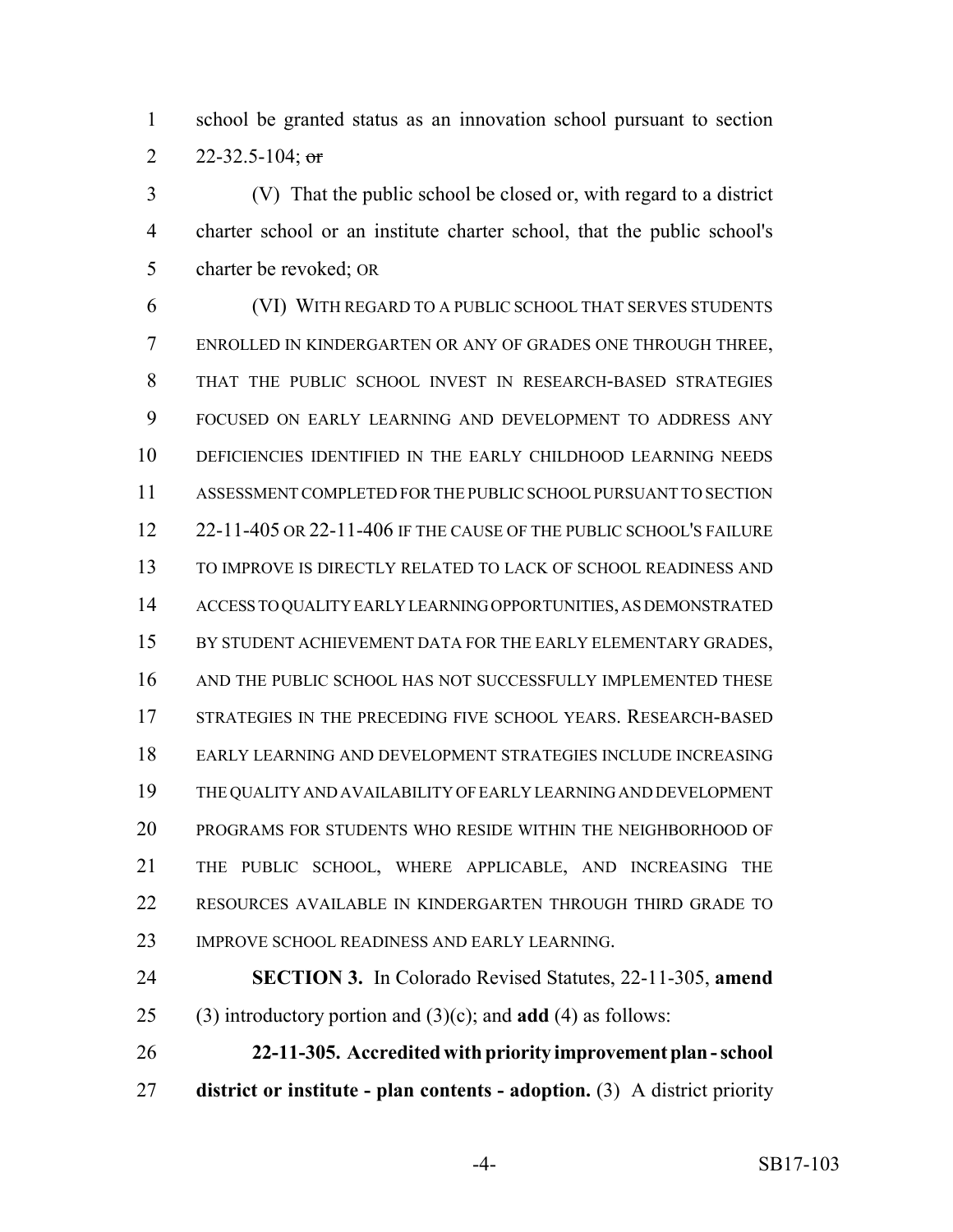school be granted status as an innovation school pursuant to section 22-32.5-104; ~~or~~

(V) That the public school be closed or, with regard to a district charter school or an institute charter school, that the public school's charter be revoked; OR

(VI) WITH REGARD TO A PUBLIC SCHOOL THAT SERVES STUDENTS ENROLLED IN KINDERGARTEN OR ANY OF GRADES ONE THROUGH THREE, THAT THE PUBLIC SCHOOL INVEST IN RESEARCH-BASED STRATEGIES FOCUSED ON EARLY LEARNING AND DEVELOPMENT TO ADDRESS ANY DEFICIENCIES IDENTIFIED IN THE EARLY CHILDHOOD LEARNING NEEDS ASSESSMENT COMPLETED FOR THE PUBLIC SCHOOL PURSUANT TO SECTION 22-11-405 OR 22-11-406 IF THE CAUSE OF THE PUBLIC SCHOOL'S FAILURE TO IMPROVE IS DIRECTLY RELATED TO LACK OF SCHOOL READINESS AND ACCESS TO QUALITY EARLY LEARNING OPPORTUNITIES, AS DEMONSTRATED BY STUDENT ACHIEVEMENT DATA FOR THE EARLY ELEMENTARY GRADES, AND THE PUBLIC SCHOOL HAS NOT SUCCESSFULLY IMPLEMENTED THESE STRATEGIES IN THE PRECEDING FIVE SCHOOL YEARS. RESEARCH-BASED EARLY LEARNING AND DEVELOPMENT STRATEGIES INCLUDE INCREASING THE QUALITY AND AVAILABILITY OF EARLY LEARNING AND DEVELOPMENT PROGRAMS FOR STUDENTS WHO RESIDE WITHIN THE NEIGHBORHOOD OF THE PUBLIC SCHOOL, WHERE APPLICABLE, AND INCREASING THE RESOURCES AVAILABLE IN KINDERGARTEN THROUGH THIRD GRADE TO IMPROVE SCHOOL READINESS AND EARLY LEARNING.

**SECTION 3.** In Colorado Revised Statutes, 22-11-305, **amend** (3) introductory portion and (3)(c); and **add** (4) as follows:

**22-11-305. Accredited with priority improvement plan - school district or institute - plan contents - adoption.** (3) A district priority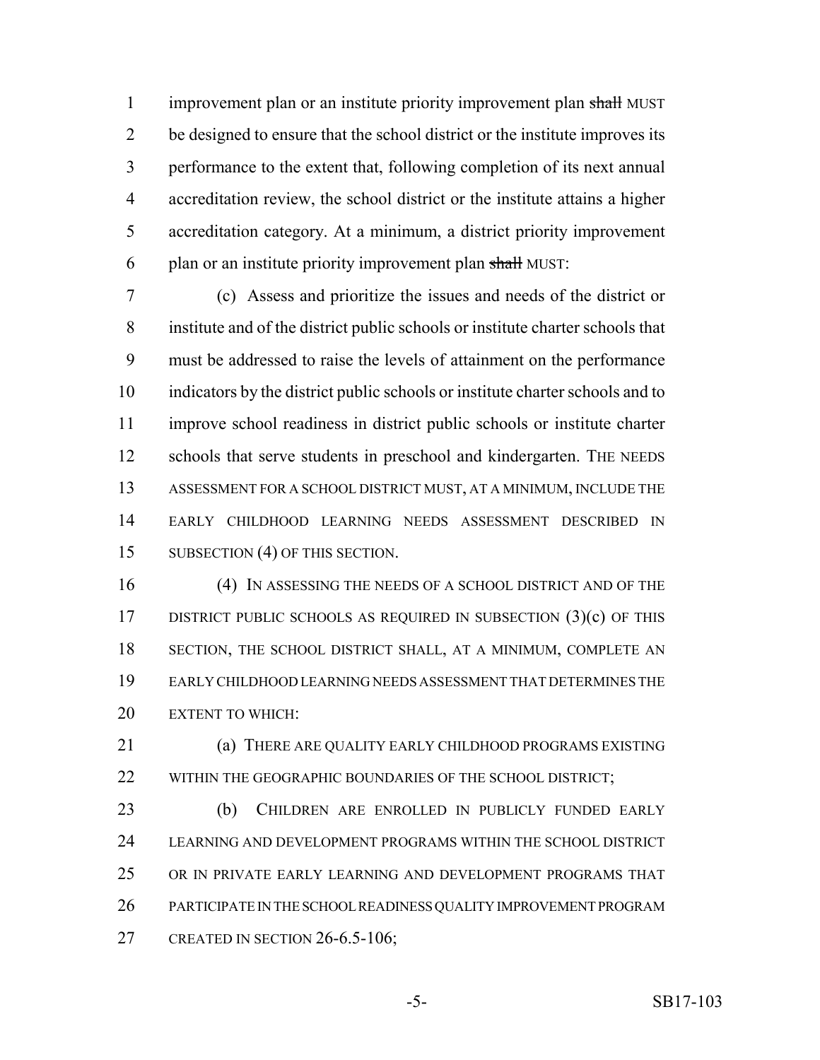improvement plan or an institute priority improvement plan ~~shall~~ MUST be designed to ensure that the school district or the institute improves its performance to the extent that, following completion of its next annual accreditation review, the school district or the institute attains a higher accreditation category. At a minimum, a district priority improvement plan or an institute priority improvement plan ~~shall~~ MUST:

(c) Assess and prioritize the issues and needs of the district or institute and of the district public schools or institute charter schools that must be addressed to raise the levels of attainment on the performance indicators by the district public schools or institute charter schools and to improve school readiness in district public schools or institute charter schools that serve students in preschool and kindergarten. THE NEEDS ASSESSMENT FOR A SCHOOL DISTRICT MUST, AT A MINIMUM, INCLUDE THE EARLY CHILDHOOD LEARNING NEEDS ASSESSMENT DESCRIBED IN SUBSECTION (4) OF THIS SECTION.

(4) IN ASSESSING THE NEEDS OF A SCHOOL DISTRICT AND OF THE DISTRICT PUBLIC SCHOOLS AS REQUIRED IN SUBSECTION (3)(c) OF THIS SECTION, THE SCHOOL DISTRICT SHALL, AT A MINIMUM, COMPLETE AN EARLY CHILDHOOD LEARNING NEEDS ASSESSMENT THAT DETERMINES THE EXTENT TO WHICH:

(a) THERE ARE QUALITY EARLY CHILDHOOD PROGRAMS EXISTING WITHIN THE GEOGRAPHIC BOUNDARIES OF THE SCHOOL DISTRICT;

(b) CHILDREN ARE ENROLLED IN PUBLICLY FUNDED EARLY LEARNING AND DEVELOPMENT PROGRAMS WITHIN THE SCHOOL DISTRICT OR IN PRIVATE EARLY LEARNING AND DEVELOPMENT PROGRAMS THAT PARTICIPATE IN THE SCHOOL READINESS QUALITY IMPROVEMENT PROGRAM CREATED IN SECTION 26-6.5-106;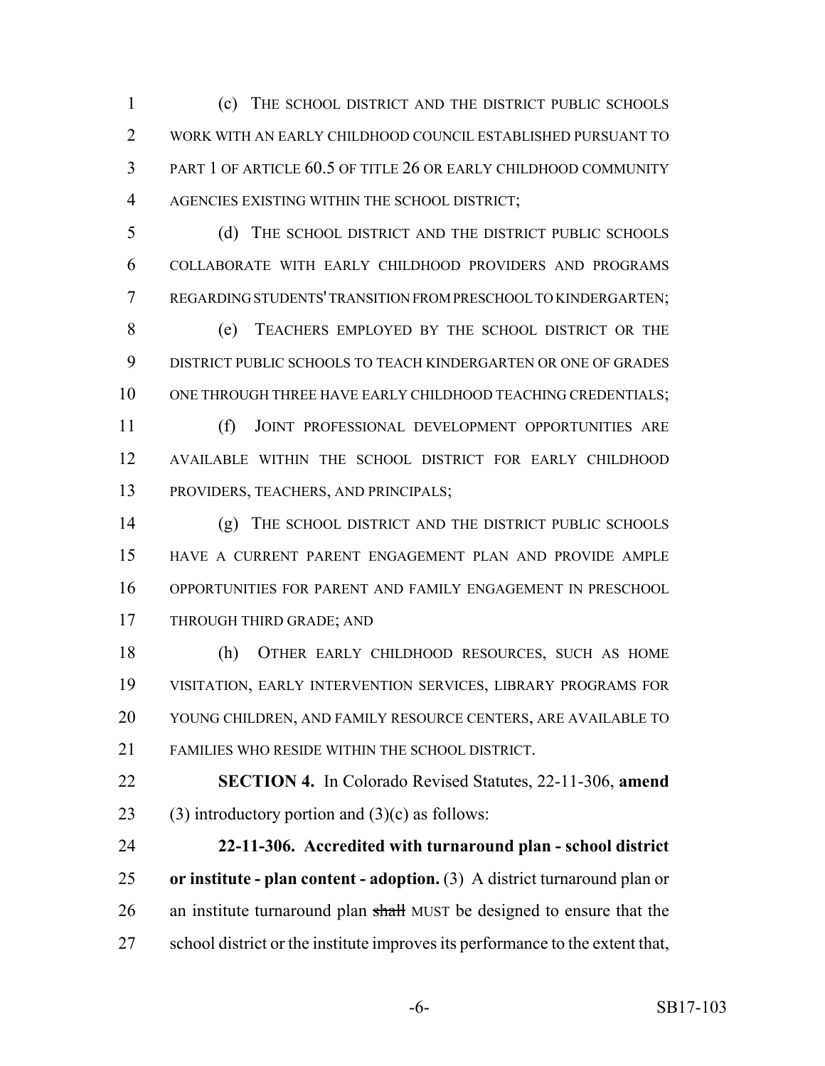(c) THE SCHOOL DISTRICT AND THE DISTRICT PUBLIC SCHOOLS WORK WITH AN EARLY CHILDHOOD COUNCIL ESTABLISHED PURSUANT TO PART 1 OF ARTICLE 60.5 OF TITLE 26 OR EARLY CHILDHOOD COMMUNITY AGENCIES EXISTING WITHIN THE SCHOOL DISTRICT;

(d) THE SCHOOL DISTRICT AND THE DISTRICT PUBLIC SCHOOLS COLLABORATE WITH EARLY CHILDHOOD PROVIDERS AND PROGRAMS REGARDING STUDENTS' TRANSITION FROM PRESCHOOL TO KINDERGARTEN;

(e) TEACHERS EMPLOYED BY THE SCHOOL DISTRICT OR THE DISTRICT PUBLIC SCHOOLS TO TEACH KINDERGARTEN OR ONE OF GRADES ONE THROUGH THREE HAVE EARLY CHILDHOOD TEACHING CREDENTIALS;

(f) JOINT PROFESSIONAL DEVELOPMENT OPPORTUNITIES ARE AVAILABLE WITHIN THE SCHOOL DISTRICT FOR EARLY CHILDHOOD PROVIDERS, TEACHERS, AND PRINCIPALS;

(g) THE SCHOOL DISTRICT AND THE DISTRICT PUBLIC SCHOOLS HAVE A CURRENT PARENT ENGAGEMENT PLAN AND PROVIDE AMPLE OPPORTUNITIES FOR PARENT AND FAMILY ENGAGEMENT IN PRESCHOOL THROUGH THIRD GRADE; AND

(h) OTHER EARLY CHILDHOOD RESOURCES, SUCH AS HOME VISITATION, EARLY INTERVENTION SERVICES, LIBRARY PROGRAMS FOR YOUNG CHILDREN, AND FAMILY RESOURCE CENTERS, ARE AVAILABLE TO FAMILIES WHO RESIDE WITHIN THE SCHOOL DISTRICT.

**SECTION 4.** In Colorado Revised Statutes, 22-11-306, **amend** (3) introductory portion and (3)(c) as follows:

**22-11-306. Accredited with turnaround plan - school district or institute - plan content - adoption.** (3) A district turnaround plan or an institute turnaround plan ~~shall~~ MUST be designed to ensure that the school district or the institute improves its performance to the extent that,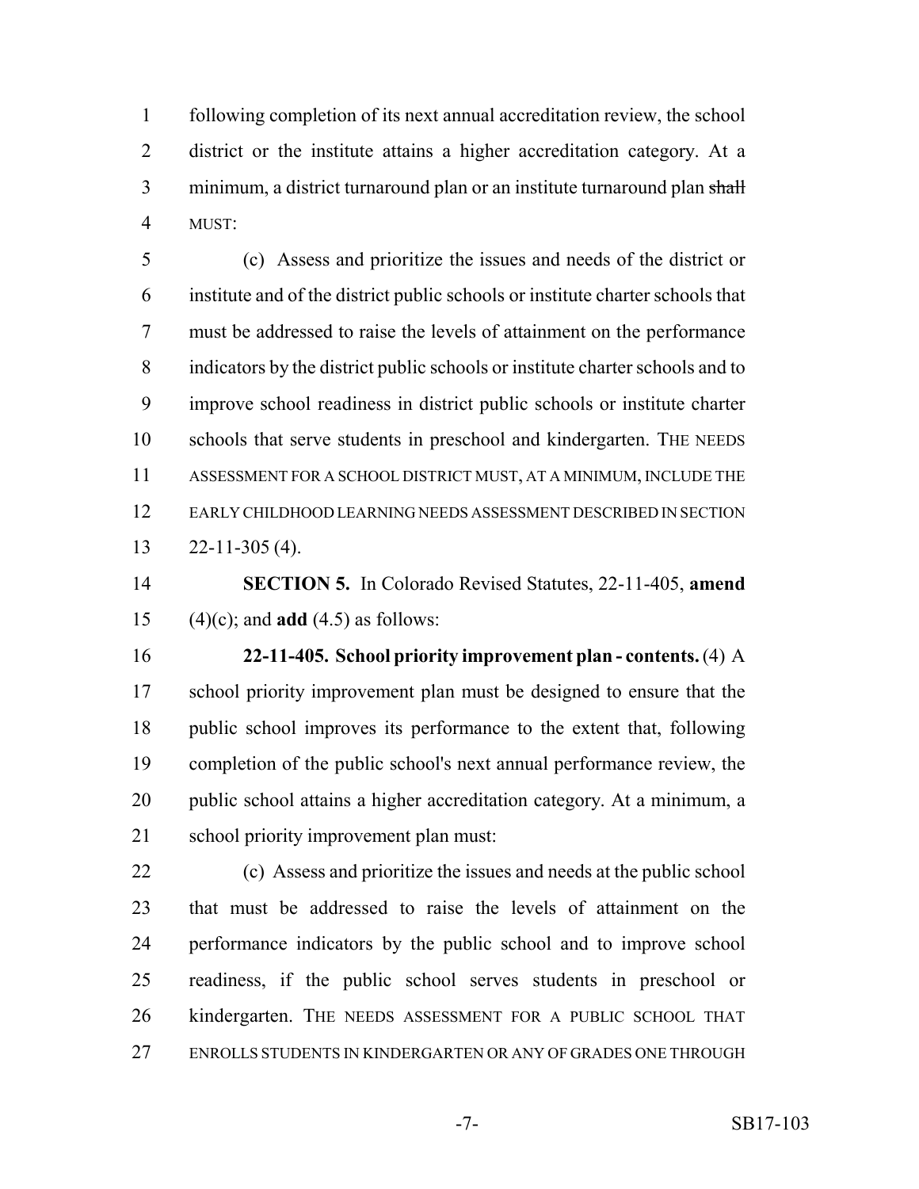following completion of its next annual accreditation review, the school district or the institute attains a higher accreditation category. At a minimum, a district turnaround plan or an institute turnaround plan ~~shall~~ MUST:

(c) Assess and prioritize the issues and needs of the district or institute and of the district public schools or institute charter schools that must be addressed to raise the levels of attainment on the performance indicators by the district public schools or institute charter schools and to improve school readiness in district public schools or institute charter schools that serve students in preschool and kindergarten. THE NEEDS ASSESSMENT FOR A SCHOOL DISTRICT MUST, AT A MINIMUM, INCLUDE THE EARLY CHILDHOOD LEARNING NEEDS ASSESSMENT DESCRIBED IN SECTION 22-11-305 (4).

**SECTION 5.** In Colorado Revised Statutes, 22-11-405, **amend** (4)(c); and **add** (4.5) as follows:

**22-11-405. School priority improvement plan - contents.** (4) A school priority improvement plan must be designed to ensure that the public school improves its performance to the extent that, following completion of the public school's next annual performance review, the public school attains a higher accreditation category. At a minimum, a school priority improvement plan must:

(c) Assess and prioritize the issues and needs at the public school that must be addressed to raise the levels of attainment on the performance indicators by the public school and to improve school readiness, if the public school serves students in preschool or kindergarten. THE NEEDS ASSESSMENT FOR A PUBLIC SCHOOL THAT ENROLLS STUDENTS IN KINDERGARTEN OR ANY OF GRADES ONE THROUGH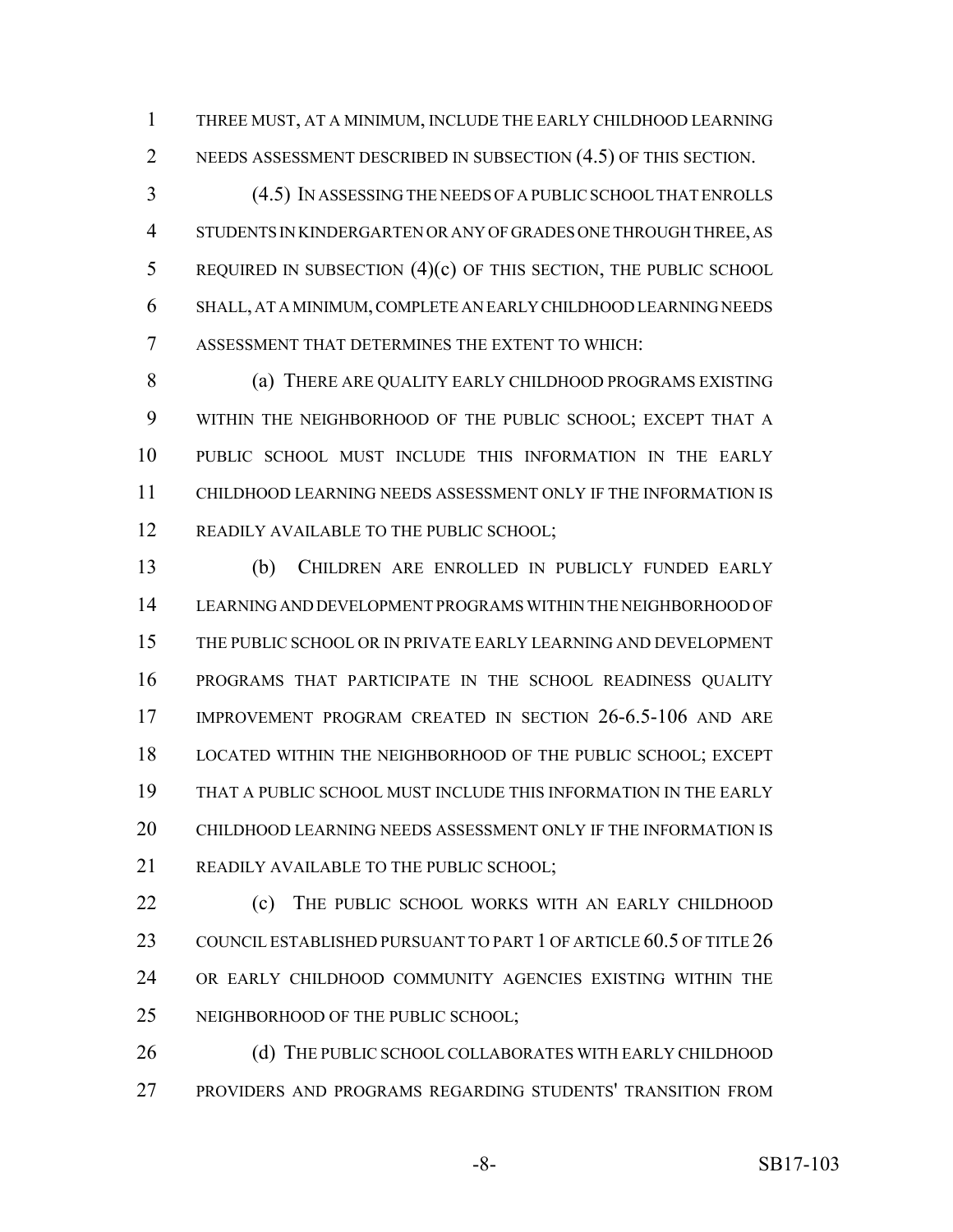THREE MUST, AT A MINIMUM, INCLUDE THE EARLY CHILDHOOD LEARNING NEEDS ASSESSMENT DESCRIBED IN SUBSECTION (4.5) OF THIS SECTION.

(4.5) IN ASSESSING THE NEEDS OF A PUBLIC SCHOOL THAT ENROLLS STUDENTS IN KINDERGARTEN OR ANY OF GRADES ONE THROUGH THREE, AS REQUIRED IN SUBSECTION (4)(c) OF THIS SECTION, THE PUBLIC SCHOOL SHALL, AT A MINIMUM, COMPLETE AN EARLY CHILDHOOD LEARNING NEEDS ASSESSMENT THAT DETERMINES THE EXTENT TO WHICH:

(a) THERE ARE QUALITY EARLY CHILDHOOD PROGRAMS EXISTING WITHIN THE NEIGHBORHOOD OF THE PUBLIC SCHOOL; EXCEPT THAT A PUBLIC SCHOOL MUST INCLUDE THIS INFORMATION IN THE EARLY CHILDHOOD LEARNING NEEDS ASSESSMENT ONLY IF THE INFORMATION IS READILY AVAILABLE TO THE PUBLIC SCHOOL;

(b) CHILDREN ARE ENROLLED IN PUBLICLY FUNDED EARLY LEARNING AND DEVELOPMENT PROGRAMS WITHIN THE NEIGHBORHOOD OF THE PUBLIC SCHOOL OR IN PRIVATE EARLY LEARNING AND DEVELOPMENT PROGRAMS THAT PARTICIPATE IN THE SCHOOL READINESS QUALITY IMPROVEMENT PROGRAM CREATED IN SECTION 26-6.5-106 AND ARE LOCATED WITHIN THE NEIGHBORHOOD OF THE PUBLIC SCHOOL; EXCEPT THAT A PUBLIC SCHOOL MUST INCLUDE THIS INFORMATION IN THE EARLY CHILDHOOD LEARNING NEEDS ASSESSMENT ONLY IF THE INFORMATION IS READILY AVAILABLE TO THE PUBLIC SCHOOL;

(c) THE PUBLIC SCHOOL WORKS WITH AN EARLY CHILDHOOD COUNCIL ESTABLISHED PURSUANT TO PART 1 OF ARTICLE 60.5 OF TITLE 26 OR EARLY CHILDHOOD COMMUNITY AGENCIES EXISTING WITHIN THE NEIGHBORHOOD OF THE PUBLIC SCHOOL;

(d) THE PUBLIC SCHOOL COLLABORATES WITH EARLY CHILDHOOD PROVIDERS AND PROGRAMS REGARDING STUDENTS' TRANSITION FROM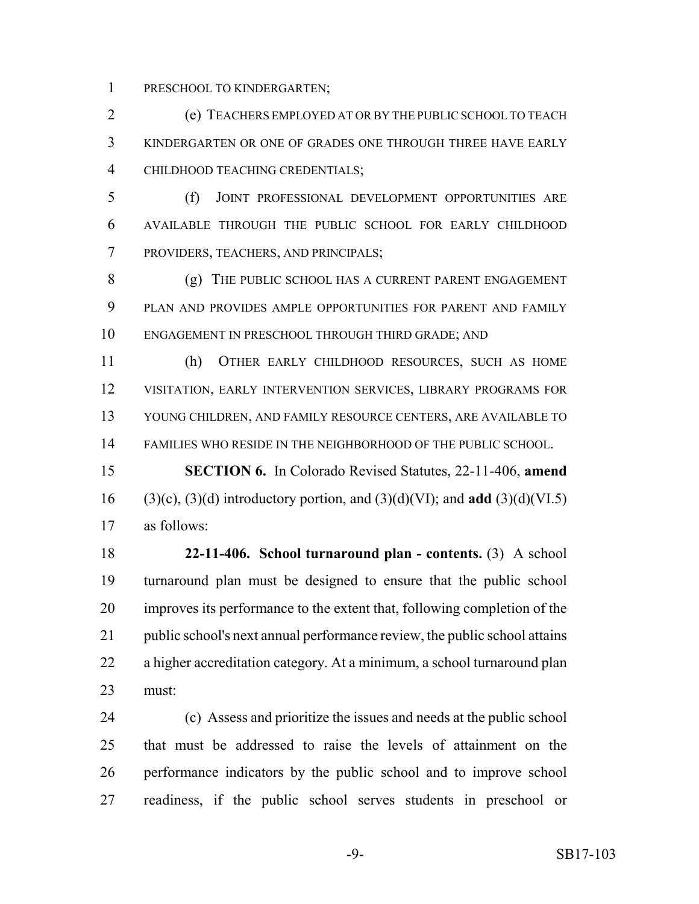PRESCHOOL TO KINDERGARTEN;

(e) TEACHERS EMPLOYED AT OR BY THE PUBLIC SCHOOL TO TEACH KINDERGARTEN OR ONE OF GRADES ONE THROUGH THREE HAVE EARLY CHILDHOOD TEACHING CREDENTIALS;

(f) JOINT PROFESSIONAL DEVELOPMENT OPPORTUNITIES ARE AVAILABLE THROUGH THE PUBLIC SCHOOL FOR EARLY CHILDHOOD PROVIDERS, TEACHERS, AND PRINCIPALS;

(g) THE PUBLIC SCHOOL HAS A CURRENT PARENT ENGAGEMENT PLAN AND PROVIDES AMPLE OPPORTUNITIES FOR PARENT AND FAMILY ENGAGEMENT IN PRESCHOOL THROUGH THIRD GRADE; AND

(h) OTHER EARLY CHILDHOOD RESOURCES, SUCH AS HOME VISITATION, EARLY INTERVENTION SERVICES, LIBRARY PROGRAMS FOR YOUNG CHILDREN, AND FAMILY RESOURCE CENTERS, ARE AVAILABLE TO FAMILIES WHO RESIDE IN THE NEIGHBORHOOD OF THE PUBLIC SCHOOL.

**SECTION 6.** In Colorado Revised Statutes, 22-11-406, **amend** (3)(c), (3)(d) introductory portion, and (3)(d)(VI); and **add** (3)(d)(VI.5) as follows:

**22-11-406. School turnaround plan - contents.** (3) A school turnaround plan must be designed to ensure that the public school improves its performance to the extent that, following completion of the public school's next annual performance review, the public school attains a higher accreditation category. At a minimum, a school turnaround plan must:

(c) Assess and prioritize the issues and needs at the public school that must be addressed to raise the levels of attainment on the performance indicators by the public school and to improve school readiness, if the public school serves students in preschool or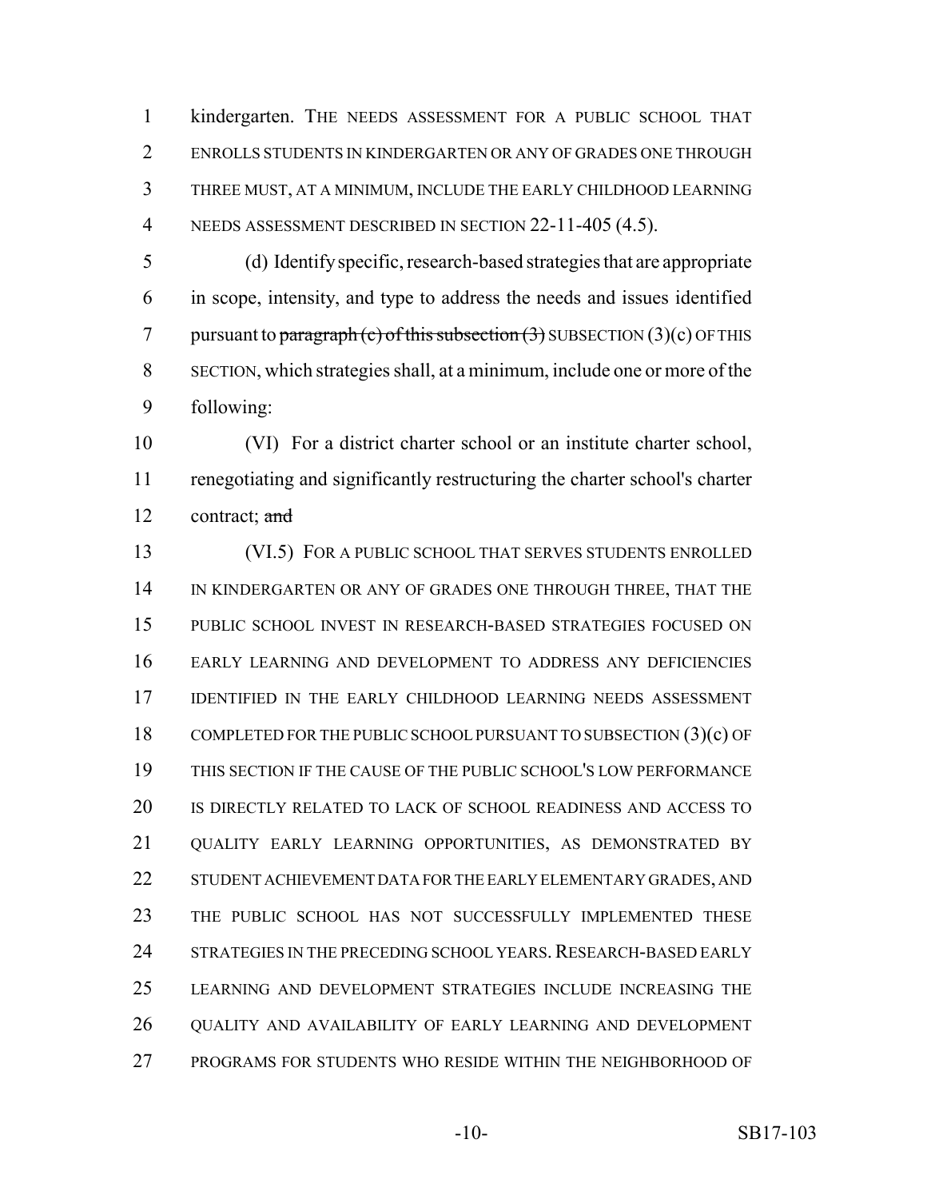kindergarten. THE NEEDS ASSESSMENT FOR A PUBLIC SCHOOL THAT ENROLLS STUDENTS IN KINDERGARTEN OR ANY OF GRADES ONE THROUGH THREE MUST, AT A MINIMUM, INCLUDE THE EARLY CHILDHOOD LEARNING NEEDS ASSESSMENT DESCRIBED IN SECTION 22-11-405 (4.5).

(d) Identify specific, research-based strategies that are appropriate in scope, intensity, and type to address the needs and issues identified pursuant to ~~paragraph (c) of this subsection (3)~~ SUBSECTION (3)(c) OF THIS SECTION, which strategies shall, at a minimum, include one or more of the following:

(VI) For a district charter school or an institute charter school, renegotiating and significantly restructuring the charter school's charter contract; ~~and~~

(VI.5) FOR A PUBLIC SCHOOL THAT SERVES STUDENTS ENROLLED IN KINDERGARTEN OR ANY OF GRADES ONE THROUGH THREE, THAT THE PUBLIC SCHOOL INVEST IN RESEARCH-BASED STRATEGIES FOCUSED ON EARLY LEARNING AND DEVELOPMENT TO ADDRESS ANY DEFICIENCIES IDENTIFIED IN THE EARLY CHILDHOOD LEARNING NEEDS ASSESSMENT COMPLETED FOR THE PUBLIC SCHOOL PURSUANT TO SUBSECTION (3)(c) OF THIS SECTION IF THE CAUSE OF THE PUBLIC SCHOOL'S LOW PERFORMANCE IS DIRECTLY RELATED TO LACK OF SCHOOL READINESS AND ACCESS TO QUALITY EARLY LEARNING OPPORTUNITIES, AS DEMONSTRATED BY STUDENT ACHIEVEMENT DATA FOR THE EARLY ELEMENTARY GRADES, AND THE PUBLIC SCHOOL HAS NOT SUCCESSFULLY IMPLEMENTED THESE STRATEGIES IN THE PRECEDING SCHOOL YEARS. RESEARCH-BASED EARLY LEARNING AND DEVELOPMENT STRATEGIES INCLUDE INCREASING THE QUALITY AND AVAILABILITY OF EARLY LEARNING AND DEVELOPMENT PROGRAMS FOR STUDENTS WHO RESIDE WITHIN THE NEIGHBORHOOD OF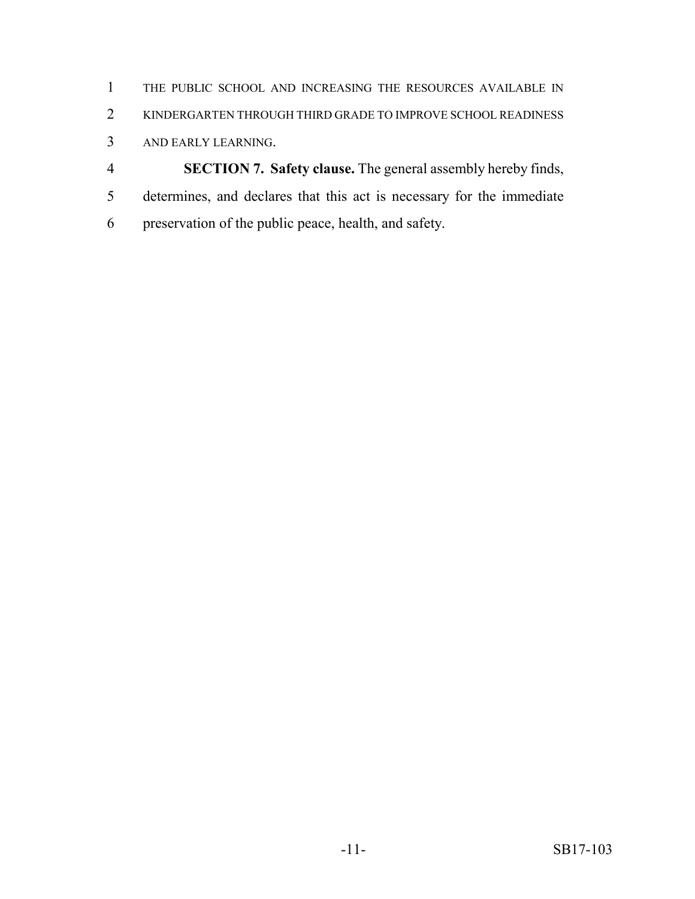THE PUBLIC SCHOOL AND INCREASING THE RESOURCES AVAILABLE IN KINDERGARTEN THROUGH THIRD GRADE TO IMPROVE SCHOOL READINESS AND EARLY LEARNING.

**SECTION 7. Safety clause.** The general assembly hereby finds, determines, and declares that this act is necessary for the immediate preservation of the public peace, health, and safety.